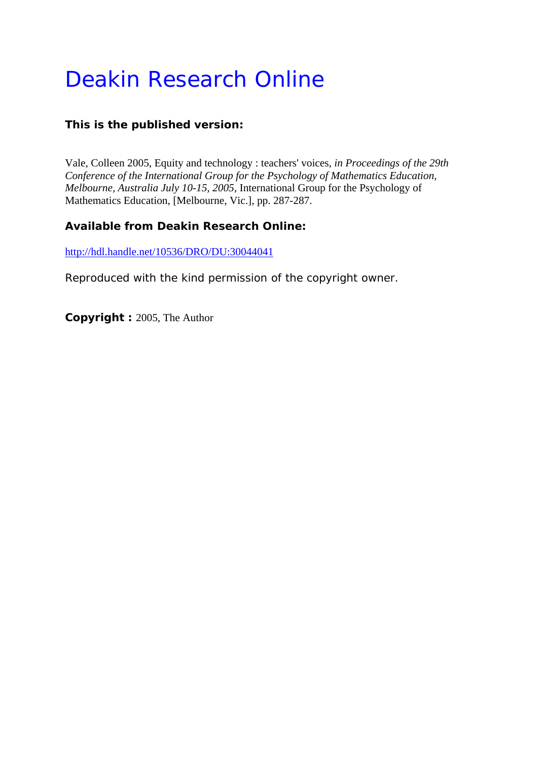# Deakin Research Online

**This is the published version:**

Vale, Colleen 2005, Equity and technology : teachers' voices*, in Proceedings of the 29th Conference of the International Group for the Psychology of Mathematics Education, Melbourne, Australia July 10-15, 2005*, International Group for the Psychology of Mathematics Education, [Melbourne, Vic.], pp. 287-287.

**Available from Deakin Research Online:**

http://hdl.handle.net/10536/DRO/DU:30044041

Reproduced with the kind permission of the copyright owner.

**Copyright :** 2005, The Author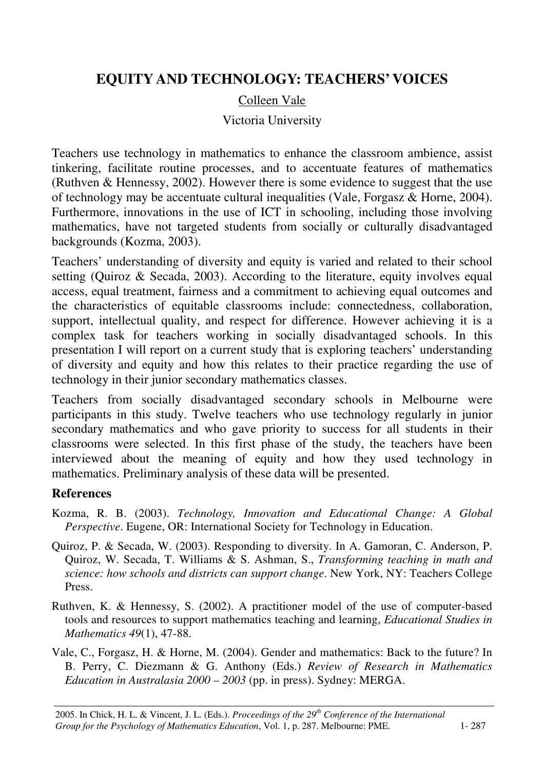# EQUITY AND TECHNOLOGY: TEACHERS' VOICES

Colleen Vale

Victoria University

Teachers use technology in mathematics to enhance the classroom ambience, assist tinkering, facilitate routine processes, and to accentuate features of mathematics (Ruthven & Hennessy, 2002). However there is some evidence to suggest that the use of technology may be accentuate cultural inequalities (Vale, Forgasz & Horne, 2004). Furthermore, innovations in the use of ICT in schooling, including those involving mathematics, have not targeted students from socially or culturally disadvantaged backgrounds (Kozma, 2003).

Teachers' understanding of diversity and equity is varied and related to their school setting (Quiroz & Secada, 2003). According to the literature, equity involves equal access, equal treatment, fairness and a commitment to achieving equal outcomes and the characteristics of equitable classrooms include: connectedness, collaboration, support, intellectual quality, and respect for difference. However achieving it is a complex task for teachers working in socially disadvantaged schools. In this presentation I will report on a current study that is exploring teachers' understanding of diversity and equity and how this relates to their practice regarding the use of technology in their junior secondary mathematics classes.

Teachers from socially disadvantaged secondary schools in Melbourne were participants in this study. Twelve teachers who use technology regularly in junior secondary mathematics and who gave priority to success for all students in their classrooms were selected. In this first phase of the study, the teachers have been interviewed about the meaning of equity and how they used technology in mathematics. Preliminary analysis of these data will be presented.

## References

Kozma, R. B. (2003). *Technology, Innovation and Educational Change: A Global Perspective*. Eugene, OR: International Society for Technology in Education.

Quiroz, P. & Secada, W. (2003). Responding to diversity. In A. Gamoran, C. Anderson, P. Quiroz, W. Secada, T. Williams & S. Ashman, S., *Transforming teaching in math and science: how schools and districts can support change*. New York, NY: Teachers College Press.

Ruthven, K. & Hennessy, S. (2002). A practitioner model of the use of computer-based tools and resources to support mathematics teaching and learning, *Educational Studies in Mathematics 49*(1), 47-88.

Vale, C., Forgasz, H. & Horne, M. (2004). Gender and mathematics: Back to the future? In B. Perry, C. Diezmann & G. Anthony (Eds.) *Review of Research in Mathematics Education in Australasia 2000 – 2003* (pp. in press). Sydney: MERGA.

2005. In Chick, H. L. & Vincent, J. L. (Eds.). *Proceedings of the 29th Conference of the International Group for the Psychology of Mathematics Education*, Vol. 1, p. 287. Melbourne: PME.